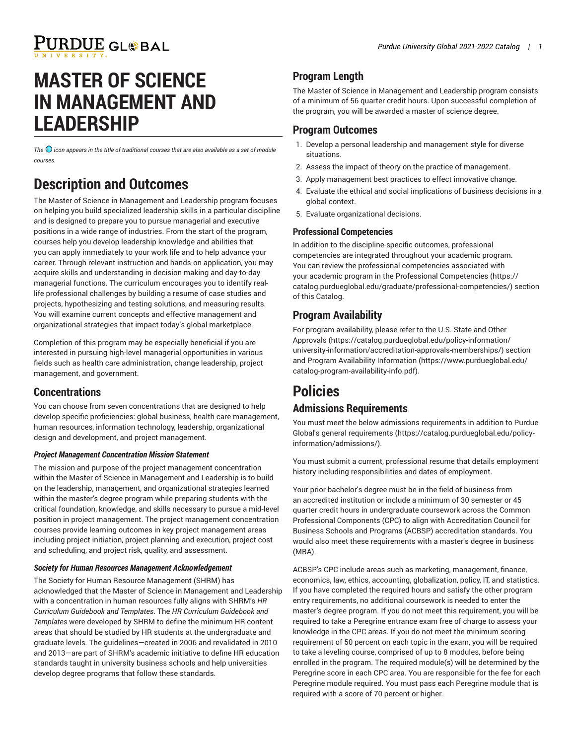# MASTER OF SCIENCE IN MANAGEMENT AND LEADERSHIP

*The icon appears in the title of traditional courses that are also available as a set of module courses.*

# Description and Outcomes

The Master of Science in Management and Leadership program focuses on helping you build specialized leadership skills in a particular discipline and is designed to prepare you to pursue managerial and executive positions in a wide range of industries. From the start of the program, courses help you develop leadership knowledge and abilities that you can apply immediately to your work life and to help advance your career. Through relevant instruction and hands-on application, you may acquire skills and understanding in decision making and day-to-day managerial functions. The curriculum encourages you to identify real-life professional challenges by building a resume of case studies and projects, hypothesizing and testing solutions, and measuring results. You will examine current concepts and effective management and organizational strategies that impact today's global marketplace.

Completion of this program may be especially beneficial if you are interested in pursuing high-level managerial opportunities in various fields such as health care administration, change leadership, project management, and government.

## Concentrations

You can choose from seven concentrations that are designed to help develop specific proficiencies: global business, health care management, human resources, information technology, leadership, organizational design and development, and project management.

#### *Project Management Concentration Mission Statement*

The mission and purpose of the project management concentration within the Master of Science in Management and Leadership is to build on the leadership, management, and organizational strategies learned within the master's degree program while preparing students with the critical foundation, knowledge, and skills necessary to pursue a mid-level position in project management. The project management concentration courses provide learning outcomes in key project management areas including project initiation, project planning and execution, project cost and scheduling, and project risk, quality, and assessment.

#### *Society for Human Resources Management Acknowledgement*

The Society for Human Resource Management (SHRM) has acknowledged that the Master of Science in Management and Leadership with a concentration in human resources fully aligns with SHRM's *HR Curriculum Guidebook and Templates*. The *HR Curriculum Guidebook and Templates* were developed by SHRM to define the minimum HR content areas that should be studied by HR students at the undergraduate and graduate levels. The guidelines—created in 2006 and revalidated in 2010 and 2013—are part of SHRM's academic initiative to define HR education standards taught in university business schools and help universities develop degree programs that follow these standards.

## Program Length

The Master of Science in Management and Leadership program consists of a minimum of 56 quarter credit hours. Upon successful completion of the program, you will be awarded a master of science degree.

## Program Outcomes

1. Develop a personal leadership and management style for diverse situations.
2. Assess the impact of theory on the practice of management.
3. Apply management best practices to effect innovative change.
4. Evaluate the ethical and social implications of business decisions in a global context.
5. Evaluate organizational decisions.

### Professional Competencies

In addition to the discipline-specific outcomes, professional competencies are integrated throughout your academic program. You can review the professional competencies associated with your academic program in the Professional Competencies (https://catalog.purdueglobal.edu/graduate/professional-competencies/) section of this Catalog.

## Program Availability

For program availability, please refer to the U.S. State and Other Approvals (https://catalog.purdueglobal.edu/policy-information/university-information/accreditation-approvals-memberships/) section and Program Availability Information (https://www.purdueglobal.edu/catalog-program-availability-info.pdf).

# Policies

## Admissions Requirements

You must meet the below admissions requirements in addition to Purdue Global's general requirements (https://catalog.purdueglobal.edu/policy-information/admissions/).

You must submit a current, professional resume that details employment history including responsibilities and dates of employment.

Your prior bachelor's degree must be in the field of business from an accredited institution or include a minimum of 30 semester or 45 quarter credit hours in undergraduate coursework across the Common Professional Components (CPC) to align with Accreditation Council for Business Schools and Programs (ACBSP) accreditation standards. You would also meet these requirements with a master's degree in business (MBA).

ACBSP's CPC include areas such as marketing, management, finance, economics, law, ethics, accounting, globalization, policy, IT, and statistics. If you have completed the required hours and satisfy the other program entry requirements, no additional coursework is needed to enter the master's degree program. If you do not meet this requirement, you will be required to take a Peregrine entrance exam free of charge to assess your knowledge in the CPC areas. If you do not meet the minimum scoring requirement of 50 percent on each topic in the exam, you will be required to take a leveling course, comprised of up to 8 modules, before being enrolled in the program. The required module(s) will be determined by the Peregrine score in each CPC area. You are responsible for the fee for each Peregrine module required. You must pass each Peregrine module that is required with a score of 70 percent or higher.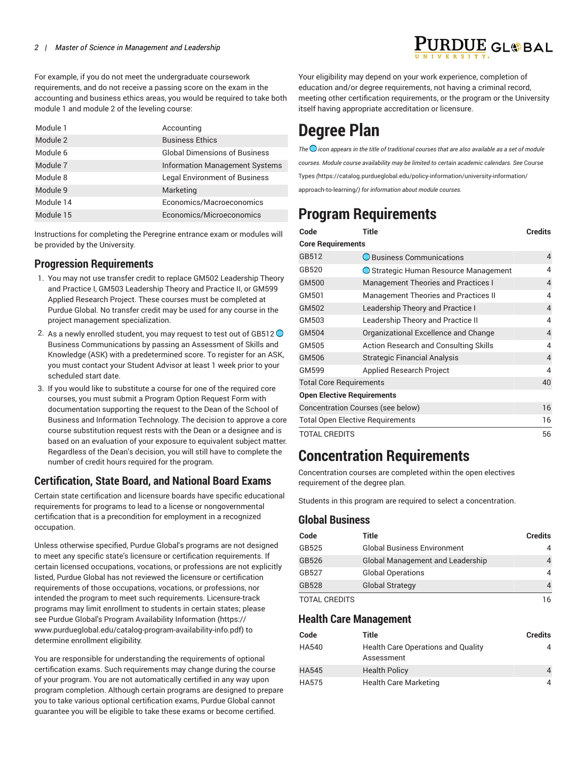For example, if you do not meet the undergraduate coursework requirements, and do not receive a passing score on the exam in the accounting and business ethics areas, you would be required to take both module 1 and module 2 of the leveling course:

| | |
|---|---|
| Module 1 | Accounting |
| Module 2 | Business Ethics |
| Module 6 | Global Dimensions of Business |
| Module 7 | Information Management Systems |
| Module 8 | Legal Environment of Business |
| Module 9 | Marketing |
| Module 14 | Economics/Macroeconomics |
| Module 15 | Economics/Microeconomics |

Instructions for completing the Peregrine entrance exam or modules will be provided by the University.

## Progression Requirements

1. You may not use transfer credit to replace GM502 Leadership Theory and Practice I, GM503 Leadership Theory and Practice II, or GM599 Applied Research Project. These courses must be completed at Purdue Global. No transfer credit may be used for any course in the project management specialization.
2. As a newly enrolled student, you may request to test out of GB512 Business Communications by passing an Assessment of Skills and Knowledge (ASK) with a predetermined score. To register for an ASK, you must contact your Student Advisor at least 1 week prior to your scheduled start date.
3. If you would like to substitute a course for one of the required core courses, you must submit a Program Option Request Form with documentation supporting the request to the Dean of the School of Business and Information Technology. The decision to approve a core course substitution request rests with the Dean or a designee and is based on an evaluation of your exposure to equivalent subject matter. Regardless of the Dean's decision, you will still have to complete the number of credit hours required for the program.

## Certification, State Board, and National Board Exams

Certain state certification and licensure boards have specific educational requirements for programs to lead to a license or nongovernmental certification that is a precondition for employment in a recognized occupation.

Unless otherwise specified, Purdue Global's programs are not designed to meet any specific state's licensure or certification requirements. If certain licensed occupations, vocations, or professions are not explicitly listed, Purdue Global has not reviewed the licensure or certification requirements of those occupations, vocations, or professions, nor intended the program to meet such requirements. Licensure-track programs may limit enrollment to students in certain states; please see Purdue Global's Program Availability Information (https://www.purdueglobal.edu/catalog-program-availability-info.pdf) to determine enrollment eligibility.

You are responsible for understanding the requirements of optional certification exams. Such requirements may change during the course of your program. You are not automatically certified in any way upon program completion. Although certain programs are designed to prepare you to take various optional certification exams, Purdue Global cannot guarantee you will be eligible to take these exams or become certified. Your eligibility may depend on your work experience, completion of education and/or degree requirements, not having a criminal record, meeting other certification requirements, or the program or the University itself having appropriate accreditation or licensure.

# Degree Plan

*The icon appears in the title of traditional courses that are also available as a set of module courses. Module course availability may be limited to certain academic calendars. See* Course Types (https://catalog.purdueglobal.edu/policy-information/university-information/approach-to-learning/) *for information about module courses.*

# Program Requirements

| Code | Title | Credits |
|---|---|---|
| **Core Requirements** | | |
| GB512 | Business Communications | 4 |
| GB520 | Strategic Human Resource Management | 4 |
| GM500 | Management Theories and Practices I | 4 |
| GM501 | Management Theories and Practices II | 4 |
| GM502 | Leadership Theory and Practice I | 4 |
| GM503 | Leadership Theory and Practice II | 4 |
| GM504 | Organizational Excellence and Change | 4 |
| GM505 | Action Research and Consulting Skills | 4 |
| GM506 | Strategic Financial Analysis | 4 |
| GM599 | Applied Research Project | 4 |
| Total Core Requirements | | 40 |
| **Open Elective Requirements** | | |
| Concentration Courses (see below) | | 16 |
| Total Open Elective Requirements | | 16 |
| TOTAL CREDITS | | 56 |

# Concentration Requirements

Concentration courses are completed within the open electives requirement of the degree plan.

Students in this program are required to select a concentration.

## Global Business

| Code | Title | Credits |
|---|---|---|
| GB525 | Global Business Environment | 4 |
| GB526 | Global Management and Leadership | 4 |
| GB527 | Global Operations | 4 |
| GB528 | Global Strategy | 4 |
| TOTAL CREDITS | | 16 |

## Health Care Management

| Code | Title | Credits |
|---|---|---|
| HA540 | Health Care Operations and Quality Assessment | 4 |
| HA545 | Health Policy | 4 |
| HA575 | Health Care Marketing | 4 |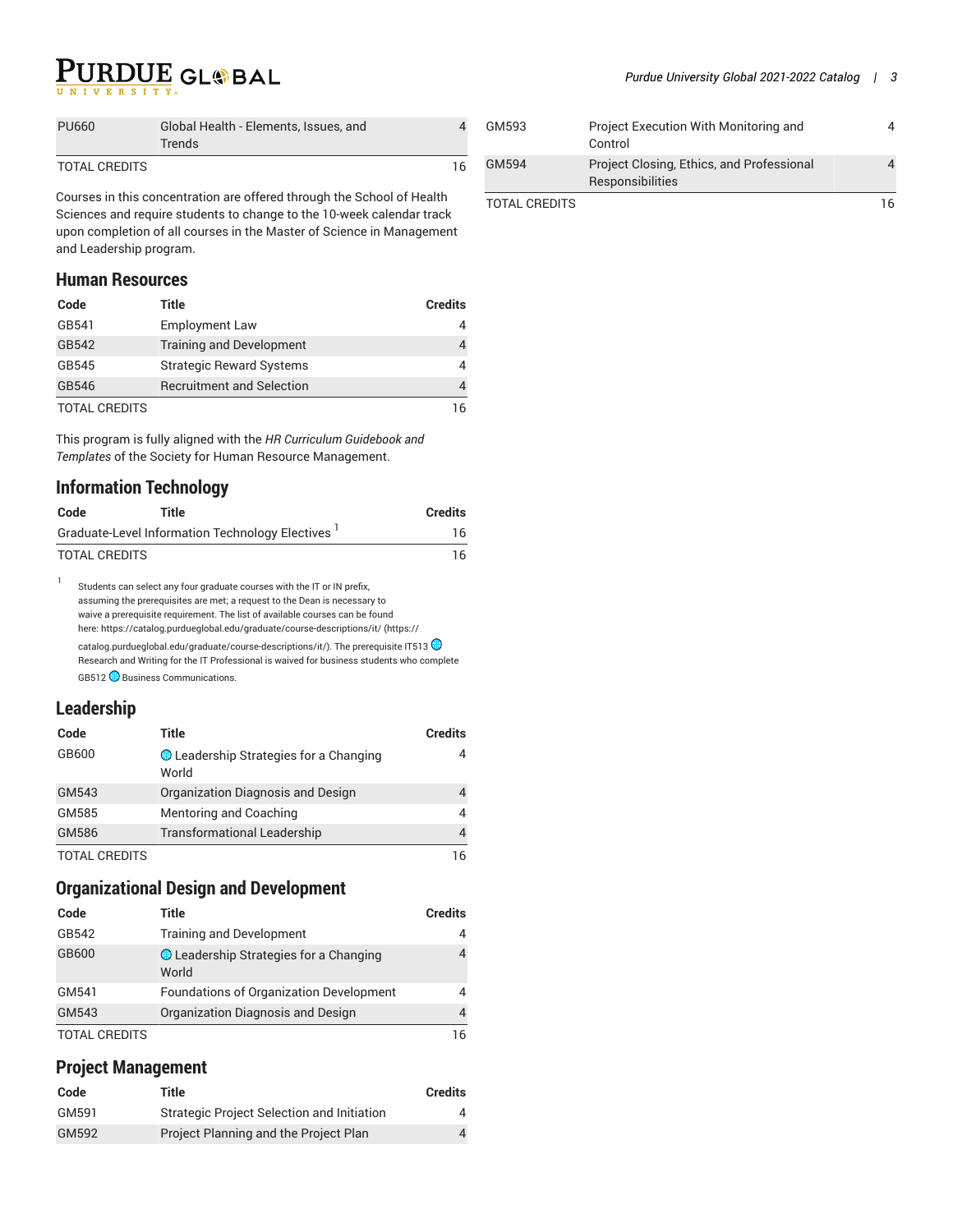| | | |
|---|---|---|
| PU660 | Global Health - Elements, Issues, and Trends | 4 |
| TOTAL CREDITS | | 16 |

Courses in this concentration are offered through the School of Health Sciences and require students to change to the 10-week calendar track upon completion of all courses in the Master of Science in Management and Leadership program.

## Human Resources

| Code | Title | Credits |
|---|---|---|
| GB541 | Employment Law | 4 |
| GB542 | Training and Development | 4 |
| GB545 | Strategic Reward Systems | 4 |
| GB546 | Recruitment and Selection | 4 |
| TOTAL CREDITS | | 16 |

This program is fully aligned with the *HR Curriculum Guidebook and Templates* of the Society for Human Resource Management.

## Information Technology

| Code | Title | Credits |
|---|---|---|
| Graduate-Level Information Technology Electives [1] | | 16 |
| TOTAL CREDITS | | 16 |

1 Students can select any four graduate courses with the IT or IN prefix, assuming the prerequisites are met; a request to the Dean is necessary to waive a prerequisite requirement. The list of available courses can be found here: https://catalog.purdueglobal.edu/graduate/course-descriptions/it/ (https://catalog.purdueglobal.edu/graduate/course-descriptions/it/). The prerequisite IT513 Research and Writing for the IT Professional is waived for business students who complete GB512 Business Communications.

## Leadership

| Code | Title | Credits |
|---|---|---|
| GB600 | Leadership Strategies for a Changing World | 4 |
| GM543 | Organization Diagnosis and Design | 4 |
| GM585 | Mentoring and Coaching | 4 |
| GM586 | Transformational Leadership | 4 |
| TOTAL CREDITS | | 16 |

## Organizational Design and Development

| Code | Title | Credits |
|---|---|---|
| GB542 | Training and Development | 4 |
| GB600 | Leadership Strategies for a Changing World | 4 |
| GM541 | Foundations of Organization Development | 4 |
| GM543 | Organization Diagnosis and Design | 4 |
| TOTAL CREDITS | | 16 |

## Project Management

| Code | Title | Credits |
|---|---|---|
| GM591 | Strategic Project Selection and Initiation | 4 |
| GM592 | Project Planning and the Project Plan | 4 |
| GM593 | Project Execution With Monitoring and Control | 4 |
| GM594 | Project Closing, Ethics, and Professional Responsibilities | 4 |
| TOTAL CREDITS | | 16 |